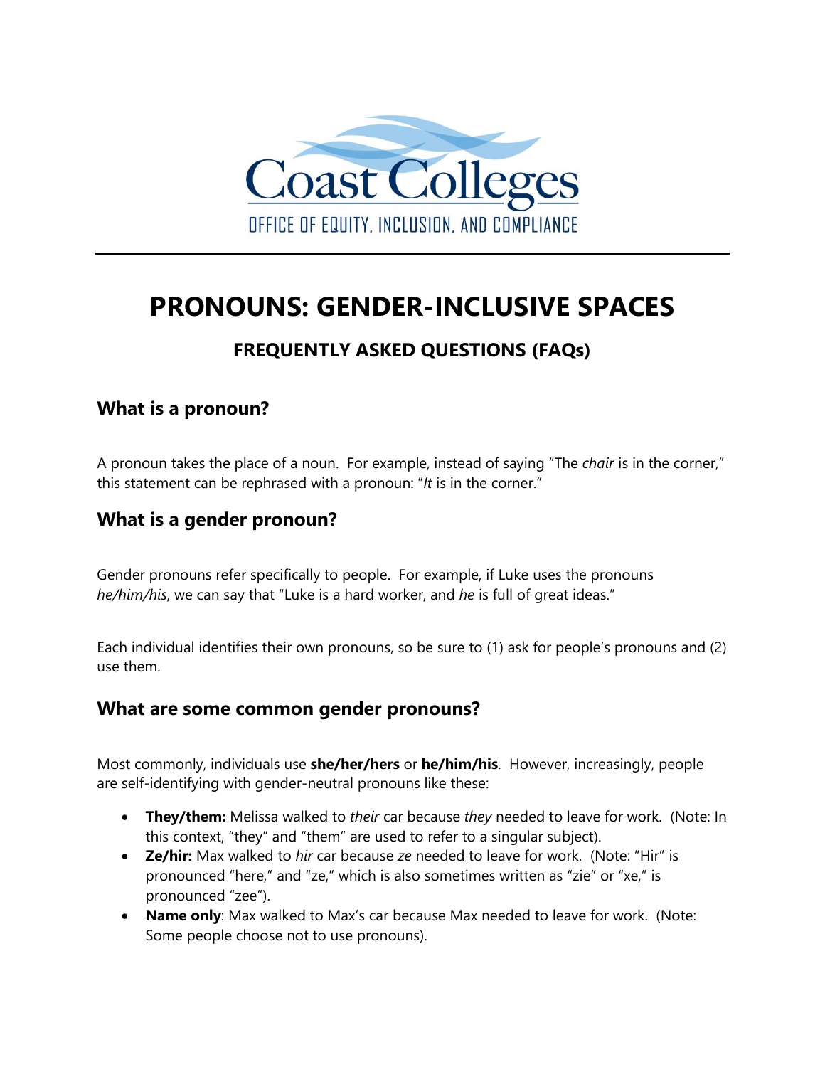Coast Colleges

OFFICE OF EQUITY, INCLUSION, AND COMPLIANCE

---

# PRONOUNS: GENDER-INCLUSIVE SPACES

### FREQUENTLY ASKED QUESTIONS (FAQs)

## What is a pronoun?

A pronoun takes the place of a noun. For example, instead of saying "The *chair* is in the corner," this statement can be rephrased with a pronoun: "*It* is in the corner."

## What is a gender pronoun?

Gender pronouns refer specifically to people. For example, if Luke uses the pronouns *he/him/his*, we can say that "Luke is a hard worker, and *he* is full of great ideas."

Each individual identifies their own pronouns, so be sure to (1) ask for people's pronouns and (2) use them.

## What are some common gender pronouns?

Most commonly, individuals use **she/her/hers** or **he/him/his**. However, increasingly, people are self-identifying with gender-neutral pronouns like these:

- **They/them:** Melissa walked to *their* car because *they* needed to leave for work. (Note: In this context, "they" and "them" are used to refer to a singular subject).
- **Ze/hir:** Max walked to *hir* car because *ze* needed to leave for work. (Note: "Hir" is pronounced "here," and "ze," which is also sometimes written as "zie" or "xe," is pronounced "zee").
- **Name only**: Max walked to Max's car because Max needed to leave for work. (Note: Some people choose not to use pronouns).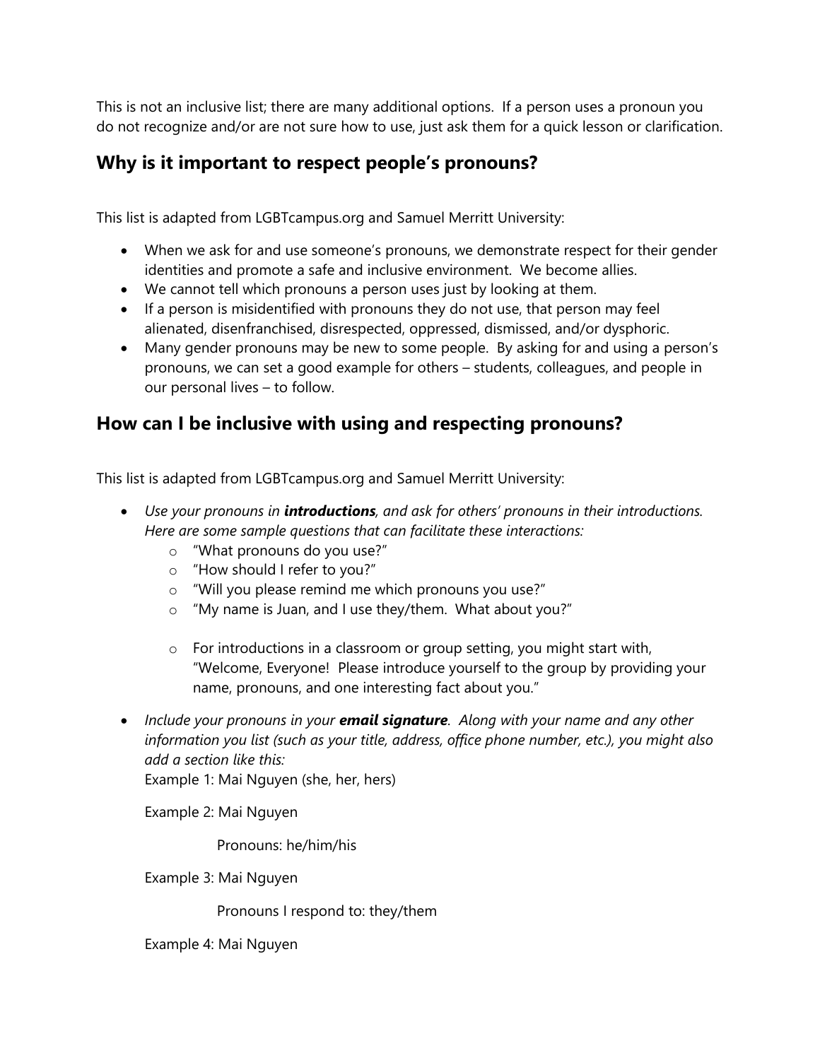This is not an inclusive list; there are many additional options. If a person uses a pronoun you do not recognize and/or are not sure how to use, just ask them for a quick lesson or clarification.

## Why is it important to respect people's pronouns?

This list is adapted from LGBTcampus.org and Samuel Merritt University:

- When we ask for and use someone's pronouns, we demonstrate respect for their gender identities and promote a safe and inclusive environment. We become allies.
- We cannot tell which pronouns a person uses just by looking at them.
- If a person is misidentified with pronouns they do not use, that person may feel alienated, disenfranchised, disrespected, oppressed, dismissed, and/or dysphoric.
- Many gender pronouns may be new to some people. By asking for and using a person's pronouns, we can set a good example for others – students, colleagues, and people in our personal lives – to follow.

## How can I be inclusive with using and respecting pronouns?

This list is adapted from LGBTcampus.org and Samuel Merritt University:

- *Use your pronouns in **introductions**, and ask for others' pronouns in their introductions. Here are some sample questions that can facilitate these interactions:*
  - "What pronouns do you use?"
  - "How should I refer to you?"
  - "Will you please remind me which pronouns you use?"
  - "My name is Juan, and I use they/them. What about you?"
  - For introductions in a classroom or group setting, you might start with, "Welcome, Everyone! Please introduce yourself to the group by providing your name, pronouns, and one interesting fact about you."
- *Include your pronouns in your **email signature**. Along with your name and any other information you list (such as your title, address, office phone number, etc.), you might also add a section like this:*

  Example 1: Mai Nguyen (she, her, hers)

  Example 2: Mai Nguyen

  Pronouns: he/him/his

  Example 3: Mai Nguyen

  Pronouns I respond to: they/them

  Example 4: Mai Nguyen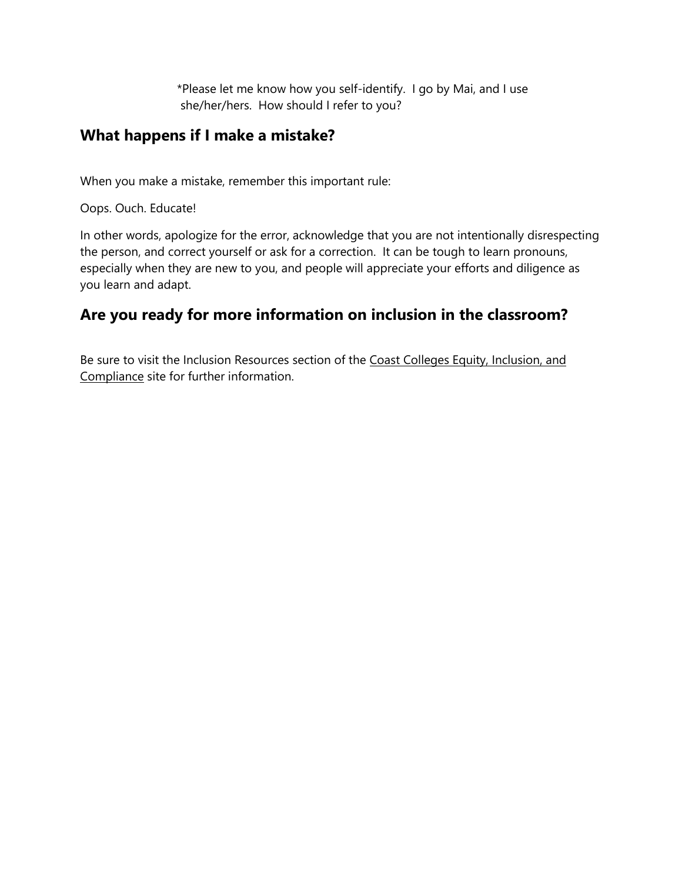*Please let me know how you self-identify. I go by Mai, and I use she/her/hers. How should I refer to you?

## What happens if I make a mistake?

When you make a mistake, remember this important rule:

Oops. Ouch. Educate!

In other words, apologize for the error, acknowledge that you are not intentionally disrespecting the person, and correct yourself or ask for a correction. It can be tough to learn pronouns, especially when they are new to you, and people will appreciate your efforts and diligence as you learn and adapt.

## Are you ready for more information on inclusion in the classroom?

Be sure to visit the Inclusion Resources section of the Coast Colleges Equity, Inclusion, and Compliance site for further information.